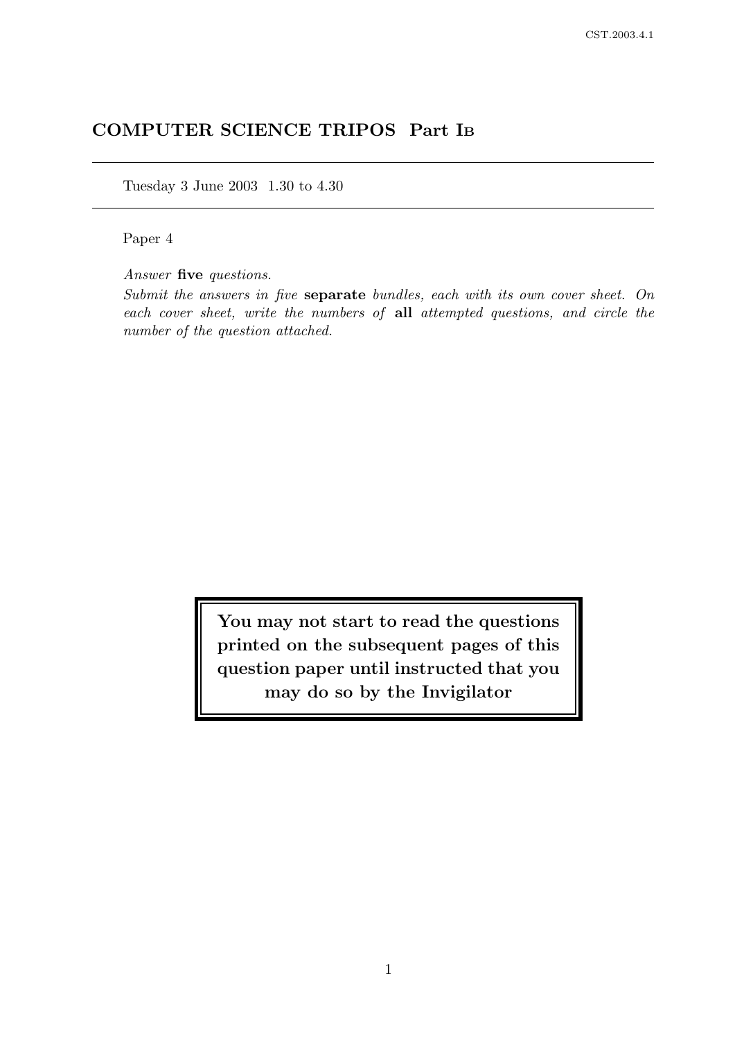# COMPUTER SCIENCE TRIPOS Part IB

Tuesday 3 June 2003 1.30 to 4.30

Paper 4

*Answer* **five** *questions.*

*Submit the answers in five* **separate** *bundles, each with its own cover sheet. On each cover sheet, write the numbers of* **all** *attempted questions, and circle the number of the question attached.*

**You may not start to read the questions printed on the subsequent pages of this question paper until instructed that you may do so by the Invigilator**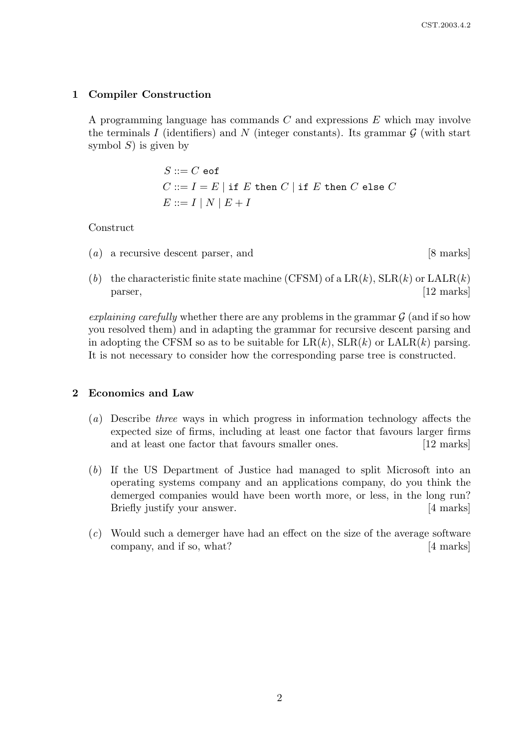## 1 Compiler Construction

A programming language has commands $C$ and expressions $E$ which may involve the terminals $I$ (identifiers) and $N$ (integer constants). Its grammar $\mathcal{G}$ (with start symbol $S$) is given by

$$
\begin{aligned}
S &::= C \ \texttt{eof} \\
C &::= I = E \mid \texttt{if } E \texttt{ then } C \mid \texttt{if } E \texttt{ then } C \texttt{ else } C \\
E &::= I \mid N \mid E + I
\end{aligned}
$$

Construct

(*a*) a recursive descent parser, and [8 marks]

(*b*) the characteristic finite state machine (CFSM) of a LR($k$), SLR($k$) or LALR($k$) parser, [12 marks]

*explaining carefully* whether there are any problems in the grammar $\mathcal{G}$ (and if so how you resolved them) and in adapting the grammar for recursive descent parsing and in adopting the CFSM so as to be suitable for LR($k$), SLR($k$) or LALR($k$) parsing. It is not necessary to consider how the corresponding parse tree is constructed.

## 2 Economics and Law

(*a*) Describe *three* ways in which progress in information technology affects the expected size of firms, including at least one factor that favours larger firms and at least one factor that favours smaller ones. [12 marks]

(*b*) If the US Department of Justice had managed to split Microsoft into an operating systems company and an applications company, do you think the demerged companies would have been worth more, or less, in the long run? Briefly justify your answer. [4 marks]

(*c*) Would such a demerger have had an effect on the size of the average software company, and if so, what? [4 marks]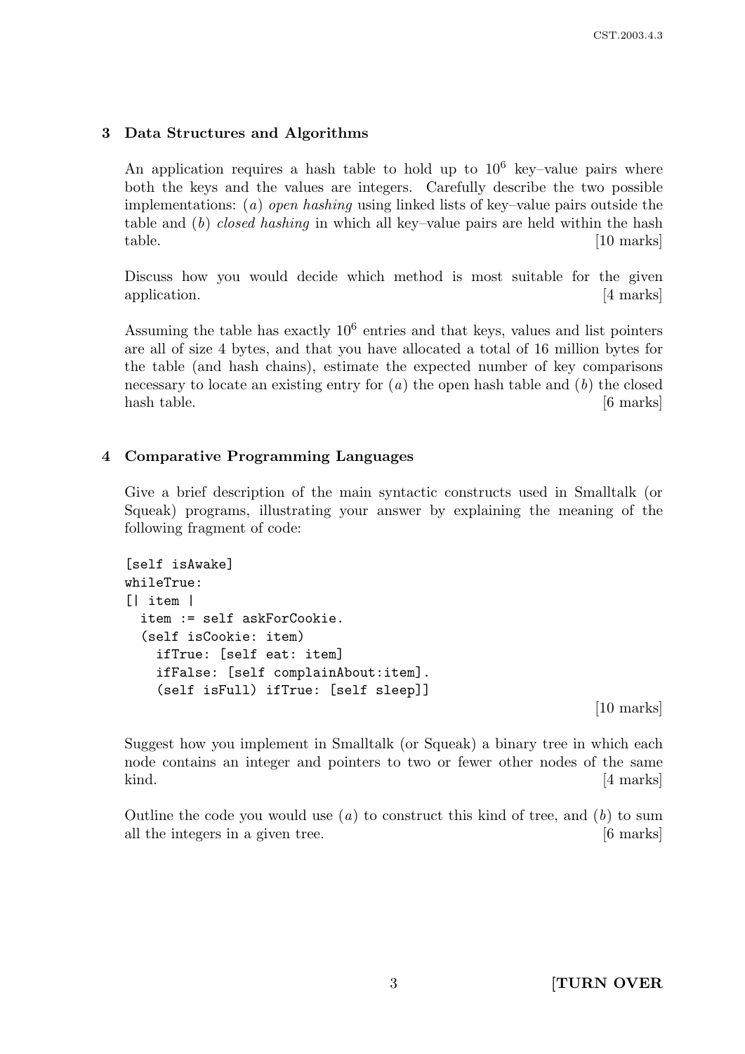### 3 Data Structures and Algorithms

An application requires a hash table to hold up to $10^6$ key–value pairs where both the keys and the values are integers. Carefully describe the two possible implementations: (*a*) *open hashing* using linked lists of key–value pairs outside the table and (*b*) *closed hashing* in which all key–value pairs are held within the hash table. [10 marks]

Discuss how you would decide which method is most suitable for the given application. [4 marks]

Assuming the table has exactly $10^6$ entries and that keys, values and list pointers are all of size 4 bytes, and that you have allocated a total of 16 million bytes for the table (and hash chains), estimate the expected number of key comparisons necessary to locate an existing entry for (*a*) the open hash table and (*b*) the closed hash table. [6 marks]

### 4 Comparative Programming Languages

Give a brief description of the main syntactic constructs used in Smalltalk (or Squeak) programs, illustrating your answer by explaining the meaning of the following fragment of code:

```
[self isAwake]
whileTrue:
[| item |
  item := self askForCookie.
  (self isCookie: item)
    ifTrue: [self eat: item]
    ifFalse: [self complainAbout:item].
    (self isFull) ifTrue: [self sleep]]
```

[10 marks]

Suggest how you implement in Smalltalk (or Squeak) a binary tree in which each node contains an integer and pointers to two or fewer other nodes of the same kind. [4 marks]

Outline the code you would use (*a*) to construct this kind of tree, and (*b*) to sum all the integers in a given tree. [6 marks]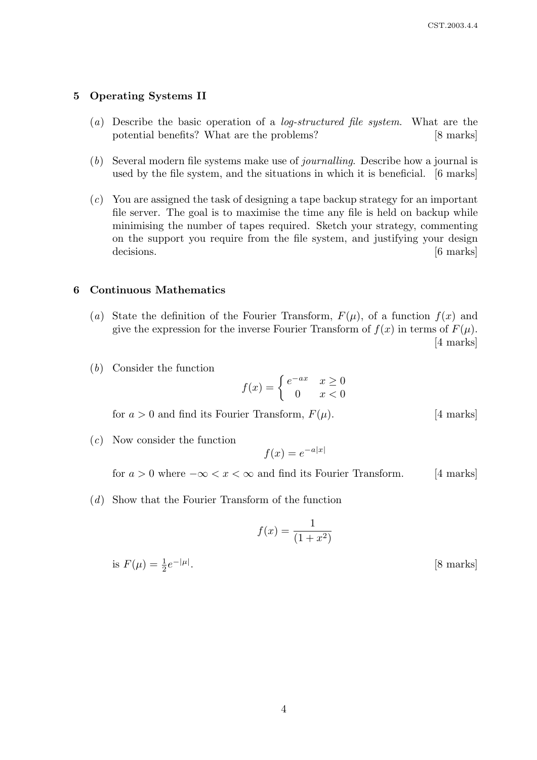## 5 Operating Systems II

(*a*) Describe the basic operation of a *log-structured file system*. What are the potential benefits? What are the problems? [8 marks]

(*b*) Several modern file systems make use of *journalling*. Describe how a journal is used by the file system, and the situations in which it is beneficial. [6 marks]

(*c*) You are assigned the task of designing a tape backup strategy for an important file server. The goal is to maximise the time any file is held on backup while minimising the number of tapes required. Sketch your strategy, commenting on the support you require from the file system, and justifying your design decisions. [6 marks]

## 6 Continuous Mathematics

(*a*) State the definition of the Fourier Transform, $F(\mu)$, of a function $f(x)$ and give the expression for the inverse Fourier Transform of $f(x)$ in terms of $F(\mu)$. [4 marks]

(*b*) Consider the function

$$f(x) = \begin{cases} e^{-ax} & x \geq 0 \\ 0 & x < 0 \end{cases}$$

for $a > 0$ and find its Fourier Transform, $F(\mu)$. [4 marks]

(*c*) Now consider the function

$$f(x) = e^{-a|x|}$$

for $a > 0$ where $-\infty < x < \infty$ and find its Fourier Transform. [4 marks]

(*d*) Show that the Fourier Transform of the function

$$f(x) = \frac{1}{(1 + x^2)}$$

is $F(\mu) = \frac{1}{2}e^{-|\mu|}$. [8 marks]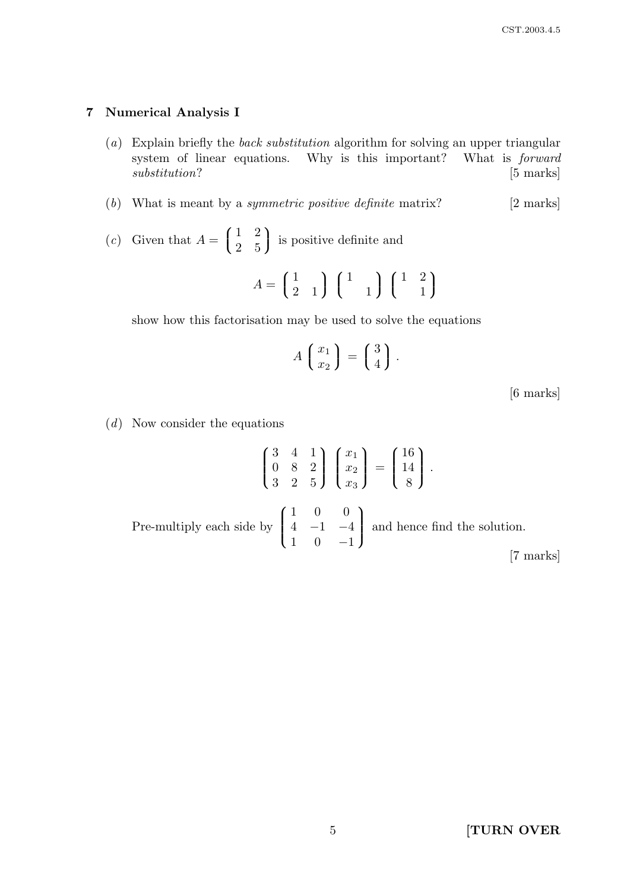## 7 Numerical Analysis I

(*a*) Explain briefly the *back substitution* algorithm for solving an upper triangular system of linear equations. Why is this important? What is *forward substitution*? [5 marks]

(*b*) What is meant by a *symmetric positive definite* matrix? [2 marks]

(*c*) Given that $A = \begin{pmatrix} 1 & 2 \\ 2 & 5 \end{pmatrix}$ is positive definite and

$$A = \begin{pmatrix} 1 & \\ 2 & 1 \end{pmatrix} \begin{pmatrix} 1 & \\ & 1 \end{pmatrix} \begin{pmatrix} 1 & 2 \\ & 1 \end{pmatrix}$$

show how this factorisation may be used to solve the equations

$$A \begin{pmatrix} x_1 \\ x_2 \end{pmatrix} = \begin{pmatrix} 3 \\ 4 \end{pmatrix}.$$

[6 marks]

(*d*) Now consider the equations

$$\begin{pmatrix} 3 & 4 & 1 \\ 0 & 8 & 2 \\ 3 & 2 & 5 \end{pmatrix} \begin{pmatrix} x_1 \\ x_2 \\ x_3 \end{pmatrix} = \begin{pmatrix} 16 \\ 14 \\ 8 \end{pmatrix}.$$

Pre-multiply each side by $\begin{pmatrix} 1 & 0 & 0 \\ 4 & -1 & -4 \\ 1 & 0 & -1 \end{pmatrix}$ and hence find the solution.

[7 marks]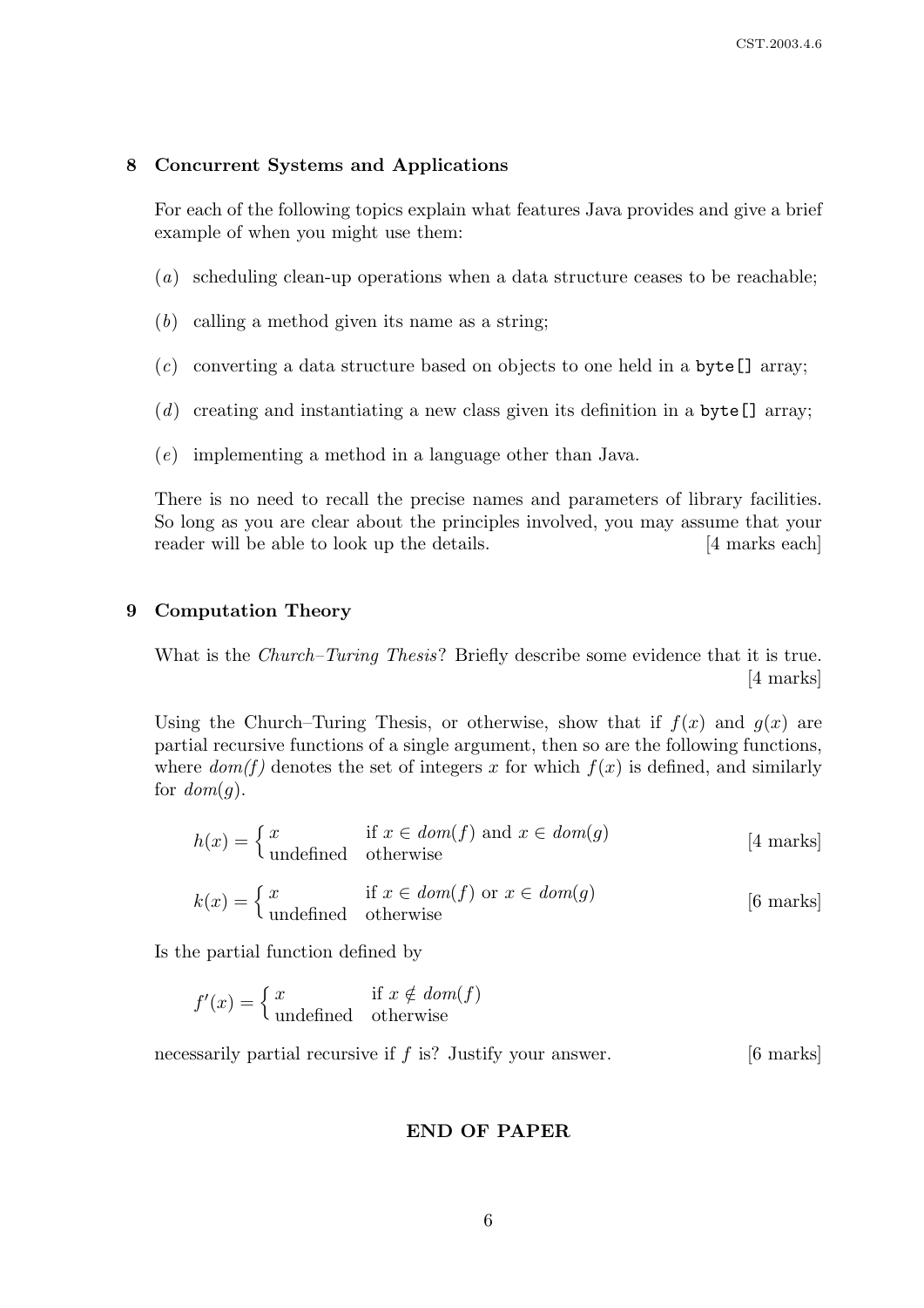## 8 Concurrent Systems and Applications

For each of the following topics explain what features Java provides and give a brief example of when you might use them:

(*a*) scheduling clean-up operations when a data structure ceases to be reachable;

(*b*) calling a method given its name as a string;

(*c*) converting a data structure based on objects to one held in a `byte[]` array;

(*d*) creating and instantiating a new class given its definition in a `byte[]` array;

(*e*) implementing a method in a language other than Java.

There is no need to recall the precise names and parameters of library facilities. So long as you are clear about the principles involved, you may assume that your reader will be able to look up the details. [4 marks each]

## 9 Computation Theory

What is the *Church–Turing Thesis*? Briefly describe some evidence that it is true. [4 marks]

Using the Church–Turing Thesis, or otherwise, show that if $f(x)$ and $g(x)$ are partial recursive functions of a single argument, then so are the following functions, where *dom(f)* denotes the set of integers $x$ for which $f(x)$ is defined, and similarly for *dom*($g$).

$$h(x) = \begin{cases} x & \text{if } x \in dom(f) \text{ and } x \in dom(g) \\ \text{undefined} & \text{otherwise} \end{cases}$$ [4 marks]

$$k(x) = \begin{cases} x & \text{if } x \in dom(f) \text{ or } x \in dom(g) \\ \text{undefined} & \text{otherwise} \end{cases}$$ [6 marks]

Is the partial function defined by

$$f'(x) = \begin{cases} x & \text{if } x \notin dom(f) \\ \text{undefined} & \text{otherwise} \end{cases}$$

necessarily partial recursive if $f$ is? Justify your answer. [6 marks]

**END OF PAPER**